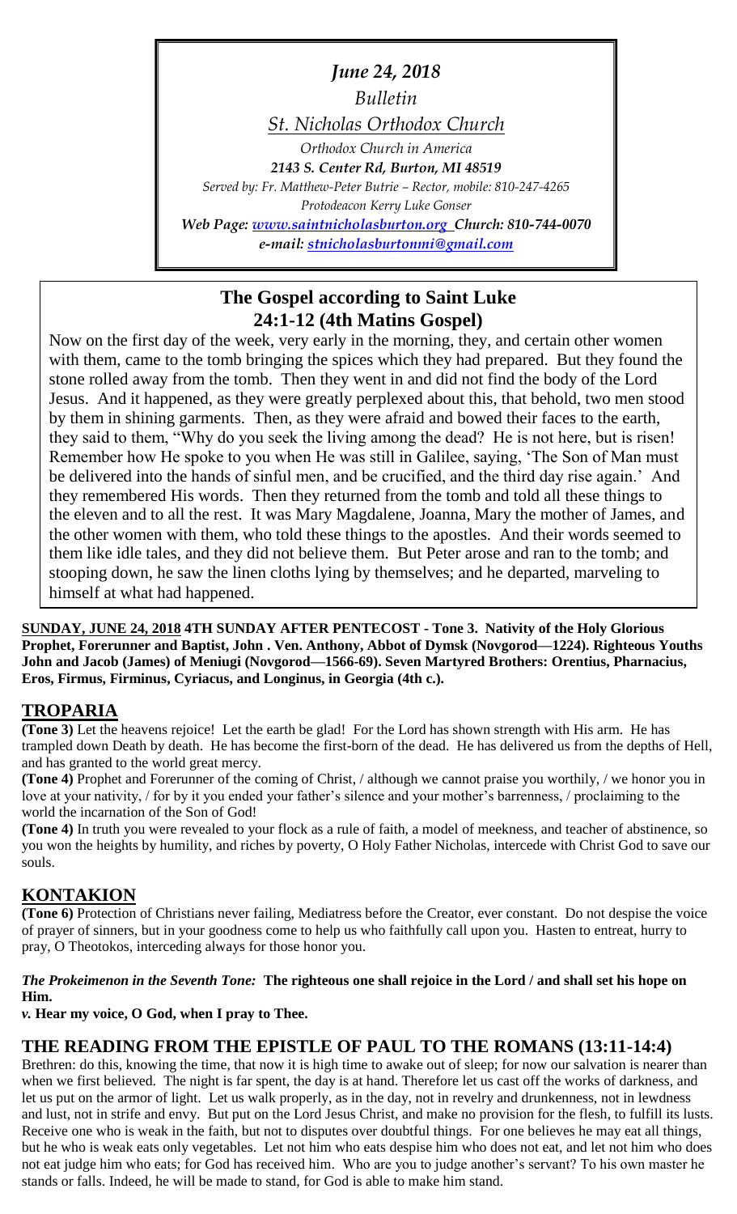*June 24, 2018*

*Bulletin*

*St. Nicholas Orthodox Church*

*Orthodox Church in America*

***2143 S. Center Rd, Burton, MI 48519***

*Served by: Fr. Matthew-Peter Butrie – Rector, mobile: 810-247-4265*

*Protodeacon Kerry Luke Gonser*

***Web Page: www.saintnicholasburton.org Church: 810-744-0070***

***e-mail: stnicholasburtonmi@gmail.com***

## The Gospel according to Saint Luke 24:1-12 (4th Matins Gospel)

Now on the first day of the week, very early in the morning, they, and certain other women with them, came to the tomb bringing the spices which they had prepared. But they found the stone rolled away from the tomb. Then they went in and did not find the body of the Lord Jesus. And it happened, as they were greatly perplexed about this, that behold, two men stood by them in shining garments. Then, as they were afraid and bowed their faces to the earth, they said to them, "Why do you seek the living among the dead? He is not here, but is risen! Remember how He spoke to you when He was still in Galilee, saying, 'The Son of Man must be delivered into the hands of sinful men, and be crucified, and the third day rise again.' And they remembered His words. Then they returned from the tomb and told all these things to the eleven and to all the rest. It was Mary Magdalene, Joanna, Mary the mother of James, and the other women with them, who told these things to the apostles. And their words seemed to them like idle tales, and they did not believe them. But Peter arose and ran to the tomb; and stooping down, he saw the linen cloths lying by themselves; and he departed, marveling to himself at what had happened.

**SUNDAY, JUNE 24, 2018 4TH SUNDAY AFTER PENTECOST - Tone 3. Nativity of the Holy Glorious Prophet, Forerunner and Baptist, John . Ven. Anthony, Abbot of Dymsk (Novgorod—1224). Righteous Youths John and Jacob (James) of Meniugi (Novgorod—1566-69). Seven Martyred Brothers: Orentius, Pharnacius, Eros, Firmus, Firminus, Cyriacus, and Longinus, in Georgia (4th c.).**

## TROPARIA

**(Tone 3)** Let the heavens rejoice! Let the earth be glad! For the Lord has shown strength with His arm. He has trampled down Death by death. He has become the first-born of the dead. He has delivered us from the depths of Hell, and has granted to the world great mercy.

**(Tone 4)** Prophet and Forerunner of the coming of Christ, / although we cannot praise you worthily, / we honor you in love at your nativity, / for by it you ended your father's silence and your mother's barrenness, / proclaiming to the world the incarnation of the Son of God!

**(Tone 4)** In truth you were revealed to your flock as a rule of faith, a model of meekness, and teacher of abstinence, so you won the heights by humility, and riches by poverty, O Holy Father Nicholas, intercede with Christ God to save our souls.

## KONTAKION

**(Tone 6)** Protection of Christians never failing, Mediatress before the Creator, ever constant. Do not despise the voice of prayer of sinners, but in your goodness come to help us who faithfully call upon you. Hasten to entreat, hurry to pray, O Theotokos, interceding always for those honor you.

***The Prokeimenon in the Seventh Tone:*** **The righteous one shall rejoice in the Lord / and shall set his hope on Him.**

***v.*** **Hear my voice, O God, when I pray to Thee.**

## THE READING FROM THE EPISTLE OF PAUL TO THE ROMANS (13:11-14:4)

Brethren: do this, knowing the time, that now it is high time to awake out of sleep; for now our salvation is nearer than when we first believed. The night is far spent, the day is at hand. Therefore let us cast off the works of darkness, and let us put on the armor of light. Let us walk properly, as in the day, not in revelry and drunkenness, not in lewdness and lust, not in strife and envy. But put on the Lord Jesus Christ, and make no provision for the flesh, to fulfill its lusts. Receive one who is weak in the faith, but not to disputes over doubtful things. For one believes he may eat all things, but he who is weak eats only vegetables. Let not him who eats despise him who does not eat, and let not him who does not eat judge him who eats; for God has received him. Who are you to judge another's servant? To his own master he stands or falls. Indeed, he will be made to stand, for God is able to make him stand.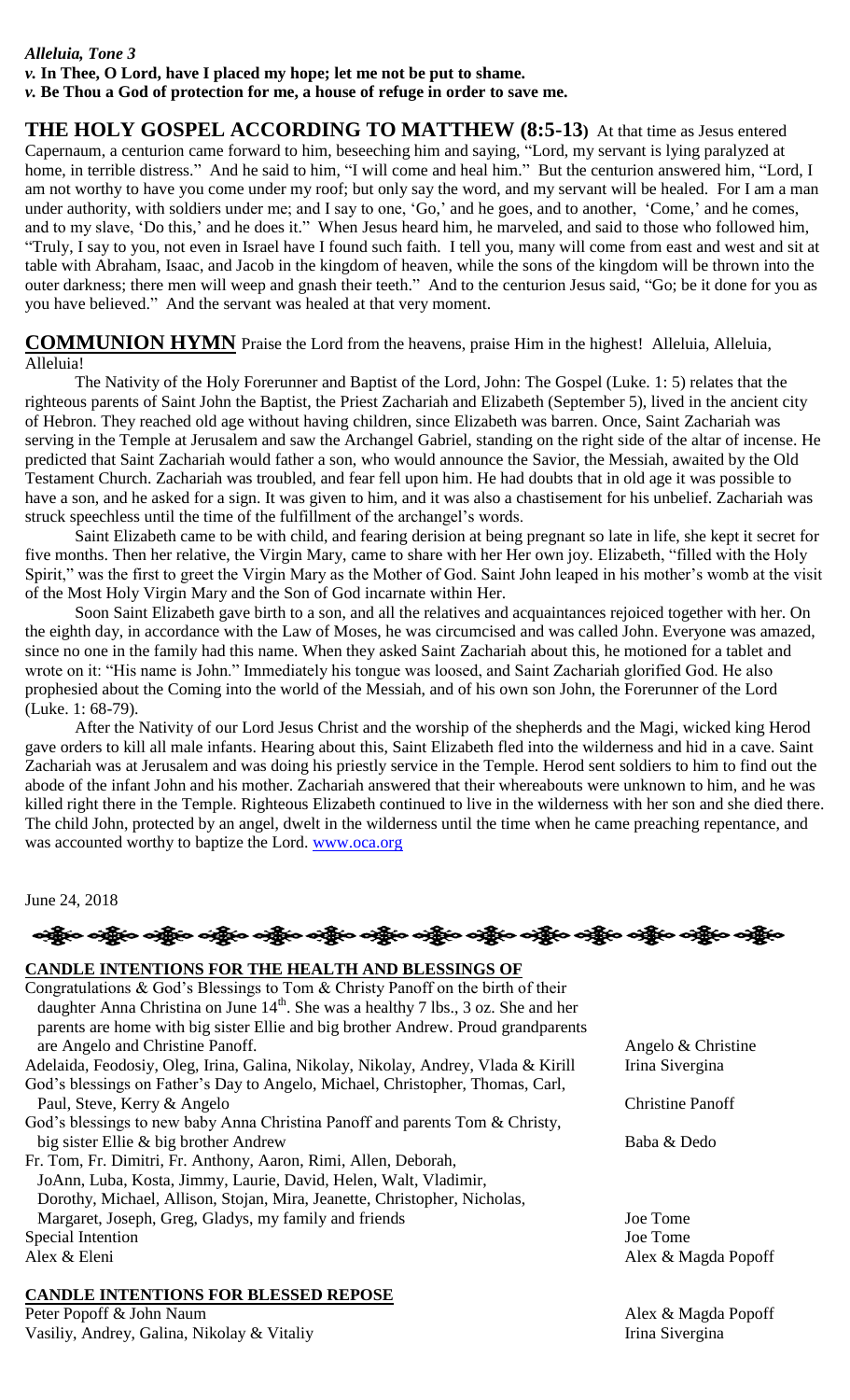***Alleluia, Tone 3***
*v.* **In Thee, O Lord, have I placed my hope; let me not be put to shame.**
*v.* **Be Thou a God of protection for me, a house of refuge in order to save me.**

**THE HOLY GOSPEL ACCORDING TO MATTHEW (8:5-13)** At that time as Jesus entered Capernaum, a centurion came forward to him, beseeching him and saying, "Lord, my servant is lying paralyzed at home, in terrible distress." And he said to him, "I will come and heal him." But the centurion answered him, "Lord, I am not worthy to have you come under my roof; but only say the word, and my servant will be healed. For I am a man under authority, with soldiers under me; and I say to one, 'Go,' and he goes, and to another, 'Come,' and he comes, and to my slave, 'Do this,' and he does it." When Jesus heard him, he marveled, and said to those who followed him, "Truly, I say to you, not even in Israel have I found such faith. I tell you, many will come from east and west and sit at table with Abraham, Isaac, and Jacob in the kingdom of heaven, while the sons of the kingdom will be thrown into the outer darkness; there men will weep and gnash their teeth." And to the centurion Jesus said, "Go; be it done for you as you have believed." And the servant was healed at that very moment.

**COMMUNION HYMN** Praise the Lord from the heavens, praise Him in the highest! Alleluia, Alleluia, Alleluia!

The Nativity of the Holy Forerunner and Baptist of the Lord, John: The Gospel (Luke. 1: 5) relates that the righteous parents of Saint John the Baptist, the Priest Zachariah and Elizabeth (September 5), lived in the ancient city of Hebron. They reached old age without having children, since Elizabeth was barren. Once, Saint Zachariah was serving in the Temple at Jerusalem and saw the Archangel Gabriel, standing on the right side of the altar of incense. He predicted that Saint Zachariah would father a son, who would announce the Savior, the Messiah, awaited by the Old Testament Church. Saint Zachariah was troubled, and fear fell upon him. He had doubts that in old age it was possible to have a son, and he asked for a sign. It was given to him, and it was also a chastisement for his unbelief. Zachariah was struck speechless until the time of the fulfillment of the archangel's words.

Saint Elizabeth came to be with child, and fearing derision at being pregnant so late in life, she kept it secret for five months. Then her relative, the Virgin Mary, came to share with Her Her own joy. Elizabeth, "filled with the Holy Spirit," was the first to greet the Virgin Mary as the Mother of God. Saint John leaped in his mother's womb at the visit of the Most Holy Virgin Mary and the Son of God incarnate within Her.

Soon Saint Elizabeth gave birth to a son, and all the relatives and acquaintances rejoiced together with her. On the eighth day, in accordance with the Law of Moses, he was circumcised and was called John. Everyone was amazed, since no one in the family had this name. When they asked Saint Zachariah about this, he motioned for a tablet and wrote on it: "His name is John." Immediately his tongue was loosed, and Saint Zachariah glorified God. He also prophesied about the Coming into the world of the Messiah, and of his own son John, the Forerunner of the Lord (Luke. 1: 68-79).

After the Nativity of our Lord Jesus Christ and the worship of the shepherds and the Magi, wicked king Herod gave orders to kill all male infants. Hearing about this, Saint Elizabeth fled into the wilderness and hid in a cave. Saint Zachariah was at Jerusalem and was doing his priestly service in the Temple. Herod sent soldiers to him to find out the abode of the infant John and his mother. Zachariah answered that their whereabouts were unknown to him, and he was killed right there in the Temple. Righteous Elizabeth continued to live in the wilderness with her son and she died there. The child John, protected by an angel, dwelt in the wilderness until the time when he came preaching repentance, and was accounted worthy to baptize the Lord. www.oca.org

June 24, 2018

**CANDLE INTENTIONS FOR THE HEALTH AND BLESSINGS OF**

| | |
|---|---|
| Congratulations & God's Blessings to Tom & Christy Panoff on the birth of their daughter Anna Christina on June 14th. She was a healthy 7 lbs., 3 oz. She and her parents are home with big sister Ellie and big brother Andrew. Proud grandparents are Angelo and Christine Panoff. | Angelo & Christine |
| Adelaida, Feodosiy, Oleg, Irina, Galina, Nikolay, Nikolay, Andrey, Vlada & Kirill | Irina Sivergina |
| God's blessings on Father's Day to Angelo, Michael, Christopher, Thomas, Carl, Paul, Steve, Kerry & Angelo | Christine Panoff |
| God's blessings to new baby Anna Christina Panoff and parents Tom & Christy, big sister Ellie & big brother Andrew | Baba & Dedo |
| Fr. Tom, Fr. Dimitri, Fr. Anthony, Aaron, Rimi, Allen, Deborah, JoAnn, Luba, Kosta, Jimmy, Laurie, David, Helen, Walt, Vladimir, Dorothy, Michael, Allison, Stojan, Mira, Jeanette, Christopher, Nicholas, Margaret, Joseph, Greg, Gladys, my family and friends | Joe Tome |
| Special Intention | Joe Tome |
| Alex & Eleni | Alex & Magda Popoff |

**CANDLE INTENTIONS FOR BLESSED REPOSE**

| | |
|---|---|
| Peter Popoff & John Naum | Alex & Magda Popoff |
| Vasiliy, Andrey, Galina, Nikolay & Vitaliy | Irina Sivergina |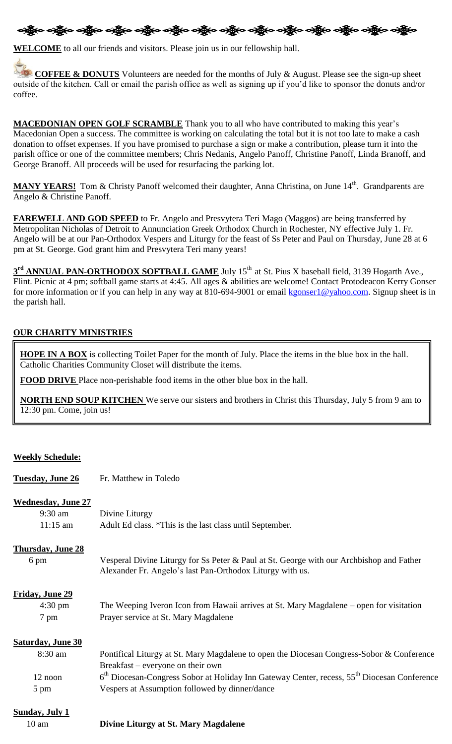**WELCOME** to all our friends and visitors. Please join us in our fellowship hall.

**COFFEE & DONUTS** Volunteers are needed for the months of July & August. Please see the sign-up sheet outside of the kitchen. Call or email the parish office as well as signing up if you'd like to sponsor the donuts and/or coffee.

**MACEDONIAN OPEN GOLF SCRAMBLE** Thank you to all who have contributed to making this year's Macedonian Open a success. The committee is working on calculating the total but it is not too late to make a cash donation to offset expenses. If you have promised to purchase a sign or make a contribution, please turn it into the parish office or one of the committee members; Chris Nedanis, Angelo Panoff, Christine Panoff, Linda Branoff, and George Branoff. All proceeds will be used for resurfacing the parking lot.

**MANY YEARS!** Tom & Christy Panoff welcomed their daughter, Anna Christina, on June 14th. Grandparents are Angelo & Christine Panoff.

**FAREWELL AND GOD SPEED** to Fr. Angelo and Presvytera Teri Mago (Maggos) are being transferred by Metropolitan Nicholas of Detroit to Annunciation Greek Orthodox Church in Rochester, NY effective July 1. Fr. Angelo will be at our Pan-Orthodox Vespers and Liturgy for the feast of Ss Peter and Paul on Thursday, June 28 at 6 pm at St. George. God grant him and Presvytera Teri many years!

**3rd ANNUAL PAN-ORTHODOX SOFTBALL GAME** July 15th at St. Pius X baseball field, 3139 Hogarth Ave., Flint. Picnic at 4 pm; softball game starts at 4:45. All ages & abilities are welcome! Contact Protodeacon Kerry Gonser for more information or if you can help in any way at 810-694-9001 or email kgonser1@yahoo.com. Signup sheet is in the parish hall.

**OUR CHARITY MINISTRIES**

**HOPE IN A BOX** is collecting Toilet Paper for the month of July. Place the items in the blue box in the hall. Catholic Charities Community Closet will distribute the items.

**FOOD DRIVE** Place non-perishable food items in the other blue box in the hall.

**NORTH END SOUP KITCHEN** We serve our sisters and brothers in Christ this Thursday, July 5 from 9 am to 12:30 pm. Come, join us!

**Weekly Schedule:**

**Tuesday, June 26** Fr. Matthew in Toledo

**Wednesday, June 27**
- 9:30 am — Divine Liturgy
- 11:15 am — Adult Ed class. *This is the last class until September.

**Thursday, June 28**
- 6 pm — Vesperal Divine Liturgy for Ss Peter & Paul at St. George with our Archbishop and Father Alexander Fr. Angelo's last Pan-Orthodox Liturgy with us.

**Friday, June 29**
- 4:30 pm — The Weeping Iveron Icon from Hawaii arrives at St. Mary Magdalene – open for visitation
- 7 pm — Prayer service at St. Mary Magdalene

**Saturday, June 30**
- 8:30 am — Pontifical Liturgy at St. Mary Magdalene to open the Diocesan Congress-Sobor & Conference Breakfast – everyone on their own
- 12 noon — 6th Diocesan-Congress Sobor at Holiday Inn Gateway Center, recess, 55th Diocesan Conference
- 5 pm — Vespers at Assumption followed by dinner/dance

**Sunday, July 1**
- 10 am — **Divine Liturgy at St. Mary Magdalene**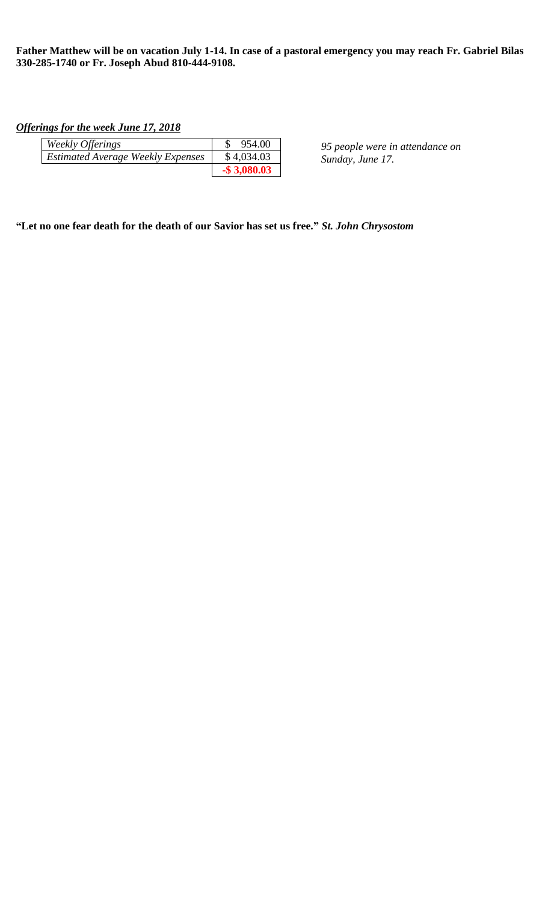**Father Matthew will be on vacation July 1-14. In case of a pastoral emergency you may reach Fr. Gabriel Bilas 330-285-1740 or Fr. Joseph Abud 810-444-9108.**

***Offerings for the week June 17, 2018***

| | |
|---|---|
| *Weekly Offerings* | $ 954.00 |
| *Estimated Average Weekly Expenses* | $ 4,034.03 |
| | **-$ 3,080.03** |

*95 people were in attendance on Sunday, June 17.*

**"Let no one fear death for the death of our Savior has set us free."** ***St. John Chrysostom***